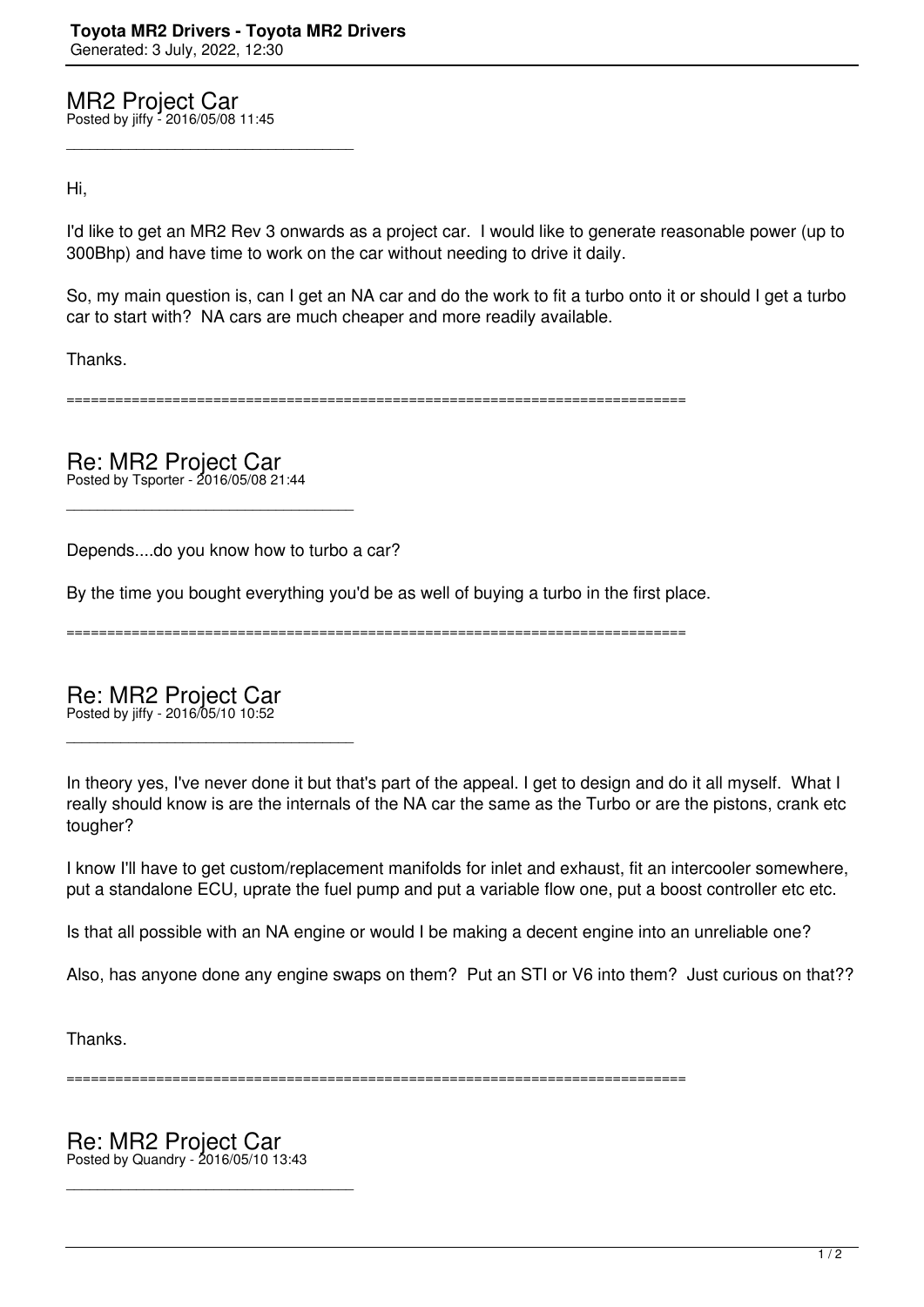# Toyota MR2 Drivers - Toyota MR2 Drivers

Generated: 3 July, 2022, 12:30

## MR2 Project Car

Posted by jiffy - 2016/05/08 11:45

_____________________________________

Hi,

I'd like to get an MR2 Rev 3 onwards as a project car. I would like to generate reasonable power (up to 300Bhp) and have time to work on the car without needing to drive it daily.

So, my main question is, can I get an NA car and do the work to fit a turbo onto it or should I get a turbo car to start with? NA cars are much cheaper and more readily available.

Thanks.

============================================================================

## Re: MR2 Project Car

Posted by Tsporter - 2016/05/08 21:44

_____________________________________

Depends....do you know how to turbo a car?

By the time you bought everything you'd be as well of buying a turbo in the first place.

============================================================================

## Re: MR2 Project Car

Posted by jiffy - 2016/05/10 10:52

_____________________________________

In theory yes, I've never done it but that's part of the appeal. I get to design and do it all myself. What I really should know is are the internals of the NA car the same as the Turbo or are the pistons, crank etc tougher?

I know I'll have to get custom/replacement manifolds for inlet and exhaust, fit an intercooler somewhere, put a standalone ECU, uprate the fuel pump and put a variable flow one, put a boost controller etc etc.

Is that all possible with an NA engine or would I be making a decent engine into an unreliable one?

Also, has anyone done any engine swaps on them? Put an STI or V6 into them? Just curious on that??

Thanks.

============================================================================

## Re: MR2 Project Car

Posted by Quandry - 2016/05/10 13:43

_____________________________________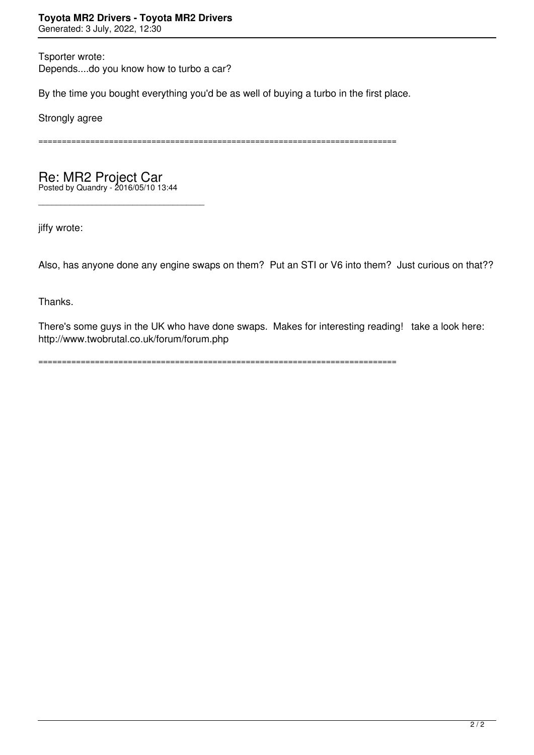Tsporter wrote:
Depends....do you know how to turbo a car?

By the time you bought everything you'd be as well of buying a turbo in the first place.

Strongly agree

============================================================================

## Re: MR2 Project Car

Posted by Quandry - 2016/05/10 13:44

_____________________________________

jiffy wrote:

Also, has anyone done any engine swaps on them? Put an STI or V6 into them? Just curious on that??

Thanks.

There's some guys in the UK who have done swaps. Makes for interesting reading! take a look here: http://www.twobrutal.co.uk/forum/forum.php

============================================================================